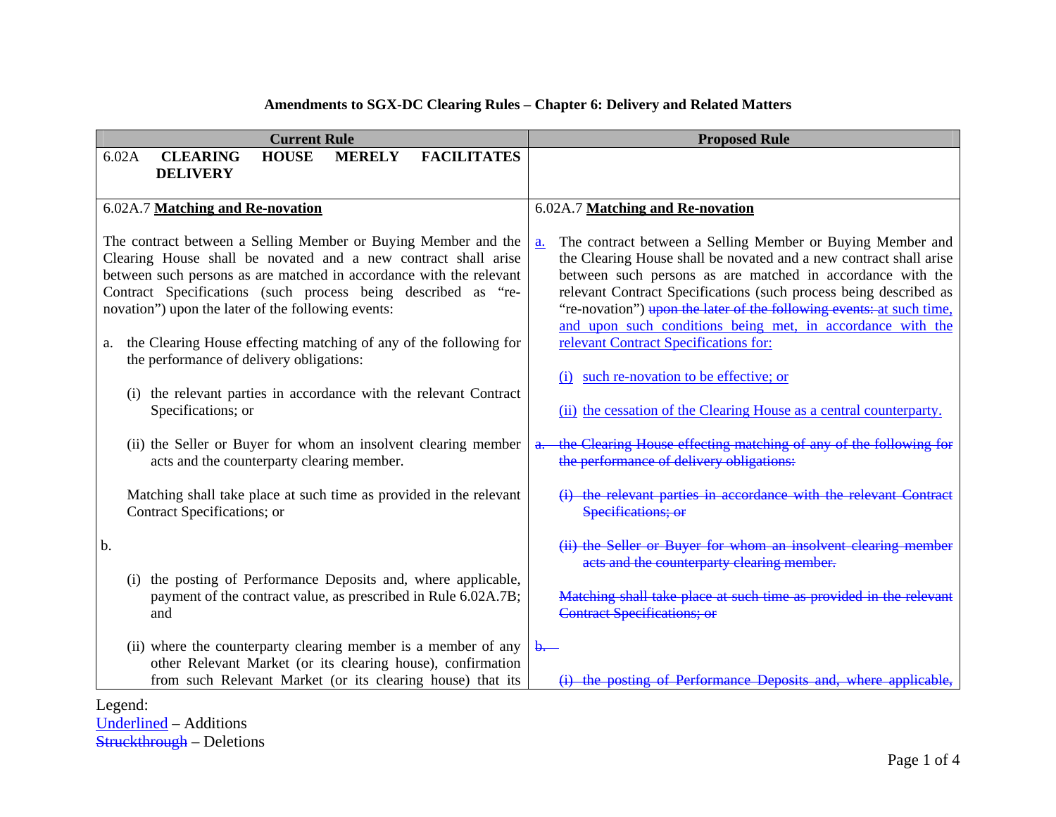# Amendments to SGX-DC Clearing Rules – Chapter 6: Delivery and Related Matters

| Current Rule | Proposed Rule |
| --- | --- |
| 6.02A **CLEARING HOUSE MERELY FACILITATES DELIVERY** | |
| 6.02A.7 **Matching and Re-novation**<br><br>The contract between a Selling Member or Buying Member and the Clearing House shall be novated and a new contract shall arise between such persons as are matched in accordance with the relevant Contract Specifications (such process being described as "re-novation") upon the later of the following events:<br><br>a. the Clearing House effecting matching of any of the following for the performance of delivery obligations:<br><br>(i) the relevant parties in accordance with the relevant Contract Specifications; or<br><br>(ii) the Seller or Buyer for whom an insolvent clearing member acts and the counterparty clearing member.<br><br>Matching shall take place at such time as provided in the relevant Contract Specifications; or<br><br>b.<br><br>(i) the posting of Performance Deposits and, where applicable, payment of the contract value, as prescribed in Rule 6.02A.7B; and<br><br>(ii) where the counterparty clearing member is a member of any other Relevant Market (or its clearing house), confirmation from such Relevant Market (or its clearing house) that its | 6.02A.7 **Matching and Re-novation**<br><br><ins>a.</ins> The contract between a Selling Member or Buying Member and the Clearing House shall be novated and a new contract shall arise between such persons as are matched in accordance with the relevant Contract Specifications (such process being described as "re-novation") ~~upon the later of the following events:~~ <ins>at such time, and upon such conditions being met, in accordance with the relevant Contract Specifications for:</ins><br><br><ins>(i) such re-novation to be effective; or</ins><br><br><ins>(ii) the cessation of the Clearing House as a central counterparty.</ins><br><br>~~a. the Clearing House effecting matching of any of the following for the performance of delivery obligations:~~<br><br>~~(i) the relevant parties in accordance with the relevant Contract Specifications; or~~<br><br>~~(ii) the Seller or Buyer for whom an insolvent clearing member acts and the counterparty clearing member.~~<br><br>~~Matching shall take place at such time as provided in the relevant Contract Specifications; or~~<br><br>~~b.~~<br><br>~~(i) the posting of Performance Deposits and, where applicable,~~ |

Legend:
<ins>Underlined</ins> – Additions
~~Struckthrough~~ – Deletions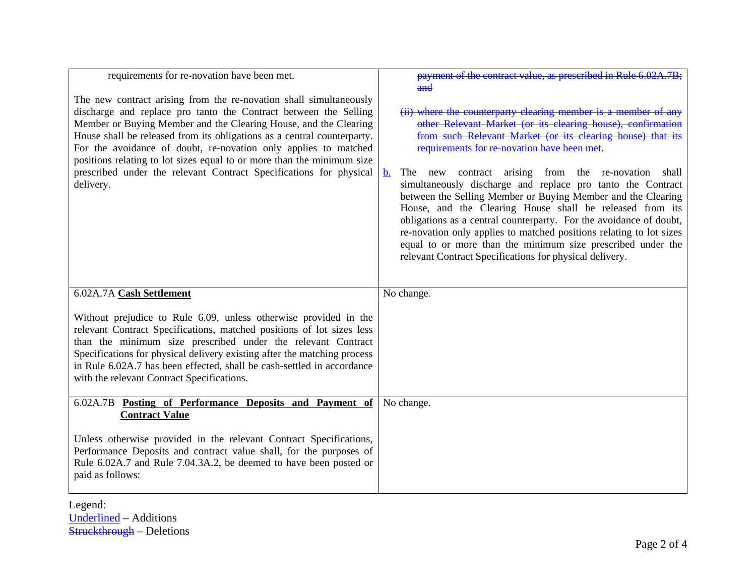| | |
|---|---|
| requirements for re-novation have been met.<br><br>The new contract arising from the re-novation shall simultaneously discharge and replace pro tanto the Contract between the Selling Member or Buying Member and the Clearing House, and the Clearing House shall be released from its obligations as a central counterparty. For the avoidance of doubt, re-novation only applies to matched positions relating to lot sizes equal to or more than the minimum size prescribed under the relevant Contract Specifications for physical delivery. | ~~payment of the contract value, as prescribed in Rule 6.02A.7B; and~~<br><br>~~(ii) where the counterparty clearing member is a member of any other Relevant Market (or its clearing house), confirmation from such Relevant Market (or its clearing house) that its requirements for re-novation have been met.~~<br><br><u>b.</u> The new contract arising from the re-novation shall simultaneously discharge and replace pro tanto the Contract between the Selling Member or Buying Member and the Clearing House, and the Clearing House shall be released from its obligations as a central counterparty. For the avoidance of doubt, re-novation only applies to matched positions relating to lot sizes equal to or more than the minimum size prescribed under the relevant Contract Specifications for physical delivery. |
| 6.02A.7A **<u>Cash Settlement</u>**<br><br>Without prejudice to Rule 6.09, unless otherwise provided in the relevant Contract Specifications, matched positions of lot sizes less than the minimum size prescribed under the relevant Contract Specifications for physical delivery existing after the matching process in Rule 6.02A.7 has been effected, shall be cash-settled in accordance with the relevant Contract Specifications. | No change. |
| 6.02A.7B **<u>Posting of Performance Deposits and Payment of Contract Value</u>**<br><br>Unless otherwise provided in the relevant Contract Specifications, Performance Deposits and contract value shall, for the purposes of Rule 6.02A.7 and Rule 7.04.3A.2, be deemed to have been posted or paid as follows: | No change. |

Legend:
<u>Underlined</u> – Additions
~~Struckthrough~~ – Deletions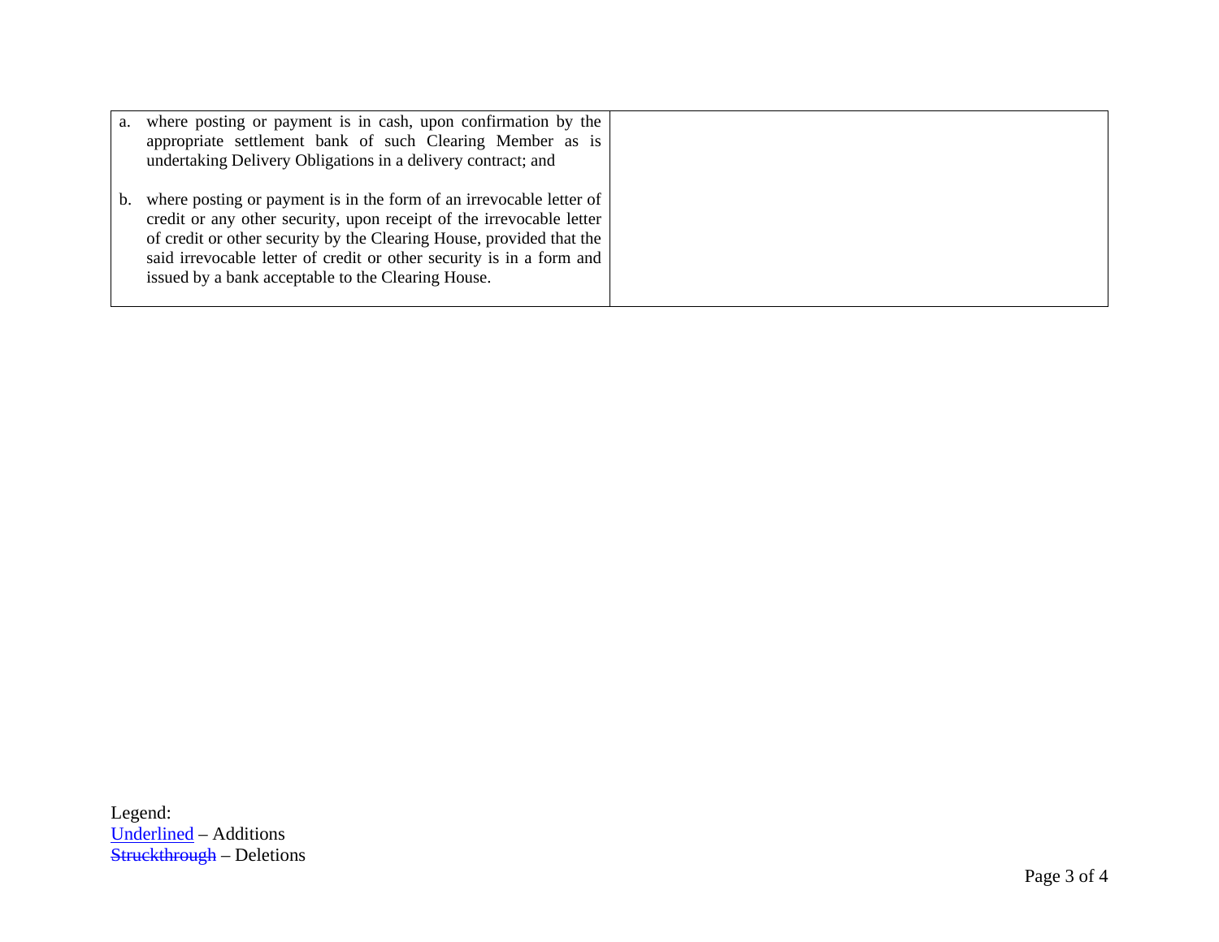| | |
|---|---|
| a. where posting or payment is in cash, upon confirmation by the appropriate settlement bank of such Clearing Member as is undertaking Delivery Obligations in a delivery contract; and<br><br>b. where posting or payment is in the form of an irrevocable letter of credit or any other security, upon receipt of the irrevocable letter of credit or other security by the Clearing House, provided that the said irrevocable letter of credit or other security is in a form and issued by a bank acceptable to the Clearing House. | |

Legend:
Underlined – Additions
~~Struckthrough~~ – Deletions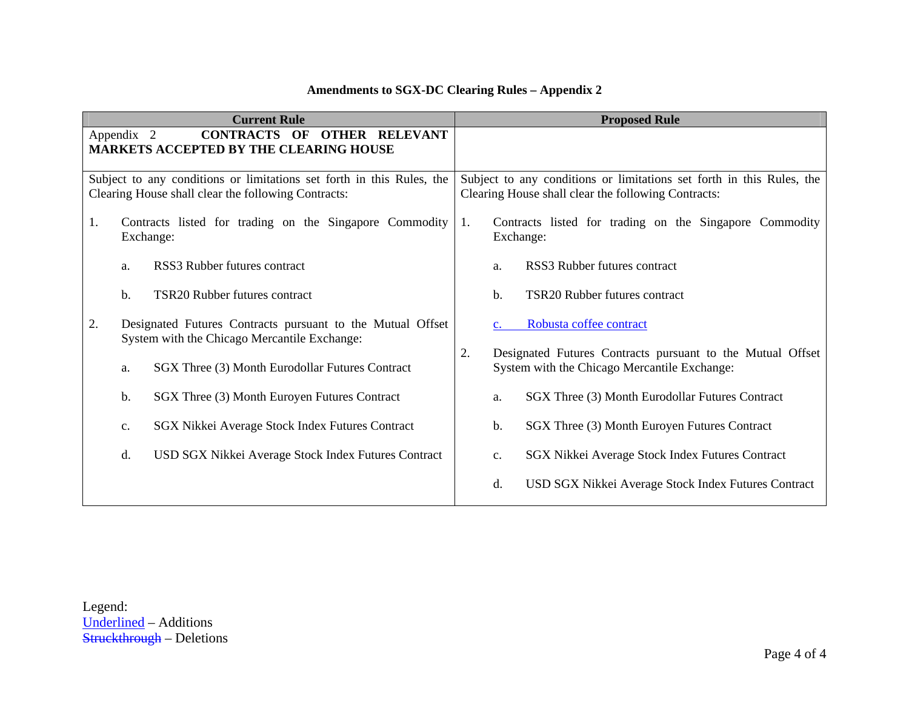## Amendments to SGX-DC Clearing Rules – Appendix 2

| Current Rule | Proposed Rule |
|---|---|
| Appendix 2 **CONTRACTS OF OTHER RELEVANT MARKETS ACCEPTED BY THE CLEARING HOUSE** | |
| Subject to any conditions or limitations set forth in this Rules, the Clearing House shall clear the following Contracts:<br><br>1. Contracts listed for trading on the Singapore Commodity Exchange:<br><br>a. RSS3 Rubber futures contract<br><br>b. TSR20 Rubber futures contract<br><br>2. Designated Futures Contracts pursuant to the Mutual Offset System with the Chicago Mercantile Exchange:<br><br>a. SGX Three (3) Month Eurodollar Futures Contract<br><br>b. SGX Three (3) Month Euroyen Futures Contract<br><br>c. SGX Nikkei Average Stock Index Futures Contract<br><br>d. USD SGX Nikkei Average Stock Index Futures Contract | Subject to any conditions or limitations set forth in this Rules, the Clearing House shall clear the following Contracts:<br><br>1. Contracts listed for trading on the Singapore Commodity Exchange:<br><br>a. RSS3 Rubber futures contract<br><br>b. TSR20 Rubber futures contract<br><br><u>c. Robusta coffee contract</u><br><br>2. Designated Futures Contracts pursuant to the Mutual Offset System with the Chicago Mercantile Exchange:<br><br>a. SGX Three (3) Month Eurodollar Futures Contract<br><br>b. SGX Three (3) Month Euroyen Futures Contract<br><br>c. SGX Nikkei Average Stock Index Futures Contract<br><br>d. USD SGX Nikkei Average Stock Index Futures Contract |

Legend:
<u>Underlined</u> – Additions
~~Struckthrough~~ – Deletions